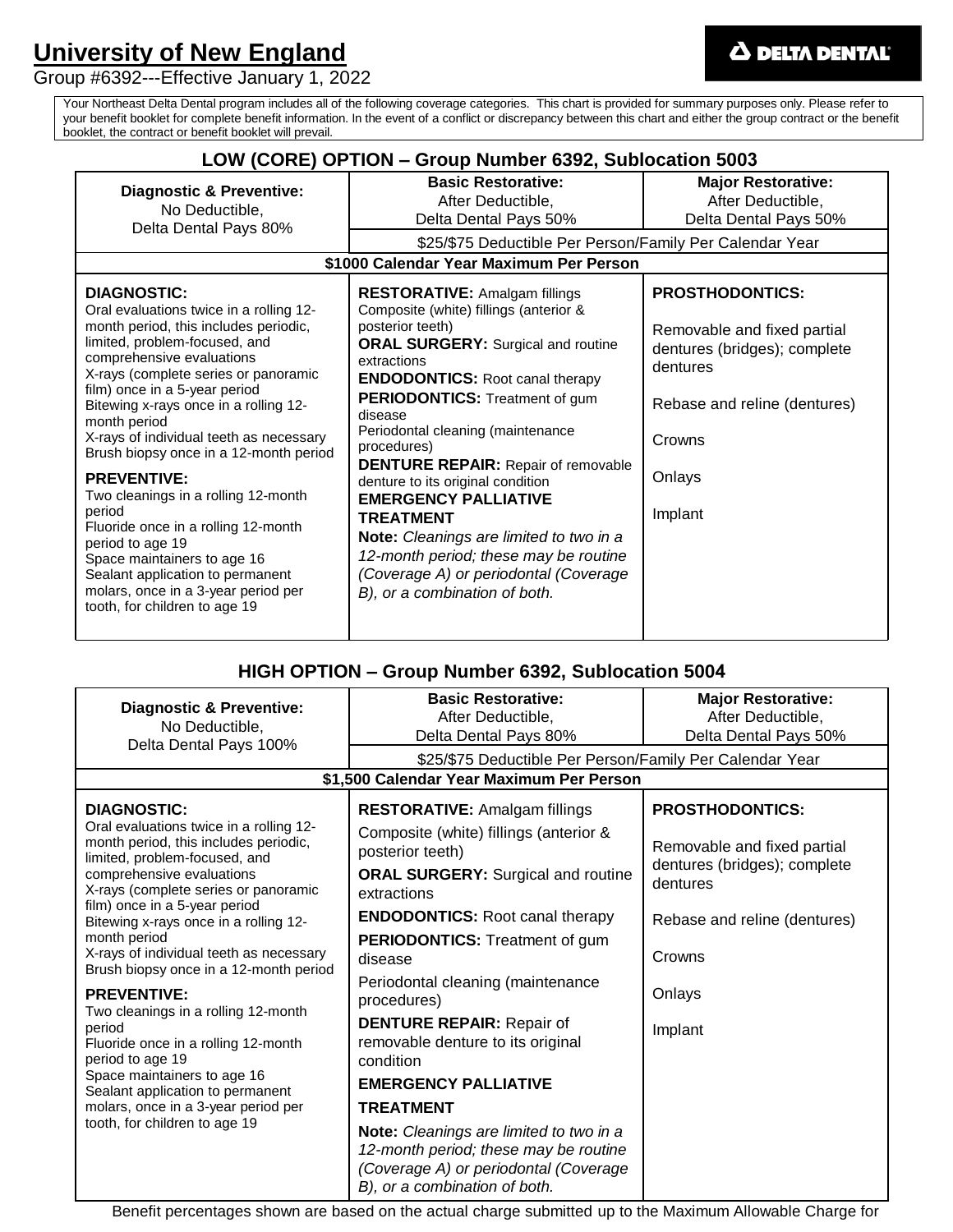# University of New England

Group #6392---Effective January 1, 2022

DELTA DENTAL

Your Northeast Delta Dental program includes all of the following coverage categories. This chart is provided for summary purposes only. Please refer to your benefit booklet for complete benefit information. In the event of a conflict or discrepancy between this chart and either the group contract or the benefit booklet, the contract or benefit booklet will prevail.

## LOW (CORE) OPTION – Group Number 6392, Sublocation 5003

| **Diagnostic & Preventive:** No Deductible, Delta Dental Pays 80% | **Basic Restorative:** After Deductible, Delta Dental Pays 50% | **Major Restorative:** After Deductible, Delta Dental Pays 50% |
|---|---|---|
| | $25/$75 Deductible Per Person/Family Per Calendar Year | |
| **$1000 Calendar Year Maximum Per Person** | | |
| **DIAGNOSTIC:** Oral evaluations twice in a rolling 12-month period, this includes periodic, limited, problem-focused, and comprehensive evaluations<br>X-rays (complete series or panoramic film) once in a 5-year period<br>Bitewing x-rays once in a rolling 12-month period<br>X-rays of individual teeth as necessary<br>Brush biopsy once in a 12-month period<br><br>**PREVENTIVE:** Two cleanings in a rolling 12-month period<br>Fluoride once in a rolling 12-month period to age 19<br>Space maintainers to age 16<br>Sealant application to permanent molars, once in a 3-year period per tooth, for children to age 19 | **RESTORATIVE:** Amalgam fillings<br>Composite (white) fillings (anterior & posterior teeth)<br>**ORAL SURGERY:** Surgical and routine extractions<br>**ENDODONTICS:** Root canal therapy<br>**PERIODONTICS:** Treatment of gum disease<br>Periodontal cleaning (maintenance procedures)<br>**DENTURE REPAIR:** Repair of removable denture to its original condition<br>**EMERGENCY PALLIATIVE TREATMENT**<br>**Note:** *Cleanings are limited to two in a 12-month period; these may be routine (Coverage A) or periodontal (Coverage B), or a combination of both.* | **PROSTHODONTICS:**<br><br>Removable and fixed partial dentures (bridges); complete dentures<br><br>Rebase and reline (dentures)<br><br>Crowns<br><br>Onlays<br><br>Implant |

## HIGH OPTION – Group Number 6392, Sublocation 5004

| **Diagnostic & Preventive:** No Deductible, Delta Dental Pays 100% | **Basic Restorative:** After Deductible, Delta Dental Pays 80% | **Major Restorative:** After Deductible, Delta Dental Pays 50% |
|---|---|---|
| | $25/$75 Deductible Per Person/Family Per Calendar Year | |
| **$1,500 Calendar Year Maximum Per Person** | | |
| **DIAGNOSTIC:** Oral evaluations twice in a rolling 12-month period, this includes periodic, limited, problem-focused, and comprehensive evaluations<br>X-rays (complete series or panoramic film) once in a 5-year period<br>Bitewing x-rays once in a rolling 12-month period<br>X-rays of individual teeth as necessary<br>Brush biopsy once in a 12-month period<br><br>**PREVENTIVE:** Two cleanings in a rolling 12-month period<br>Fluoride once in a rolling 12-month period to age 19<br>Space maintainers to age 16<br>Sealant application to permanent molars, once in a 3-year period per tooth, for children to age 19 | **RESTORATIVE:** Amalgam fillings<br>Composite (white) fillings (anterior & posterior teeth)<br>**ORAL SURGERY:** Surgical and routine extractions<br>**ENDODONTICS:** Root canal therapy<br>**PERIODONTICS:** Treatment of gum disease<br>Periodontal cleaning (maintenance procedures)<br>**DENTURE REPAIR:** Repair of removable denture to its original condition<br>**EMERGENCY PALLIATIVE TREATMENT**<br>**Note:** *Cleanings are limited to two in a 12-month period; these may be routine (Coverage A) or periodontal (Coverage B), or a combination of both.* | **PROSTHODONTICS:**<br><br>Removable and fixed partial dentures (bridges); complete dentures<br><br>Rebase and reline (dentures)<br><br>Crowns<br><br>Onlays<br><br>Implant |

Benefit percentages shown are based on the actual charge submitted up to the Maximum Allowable Charge for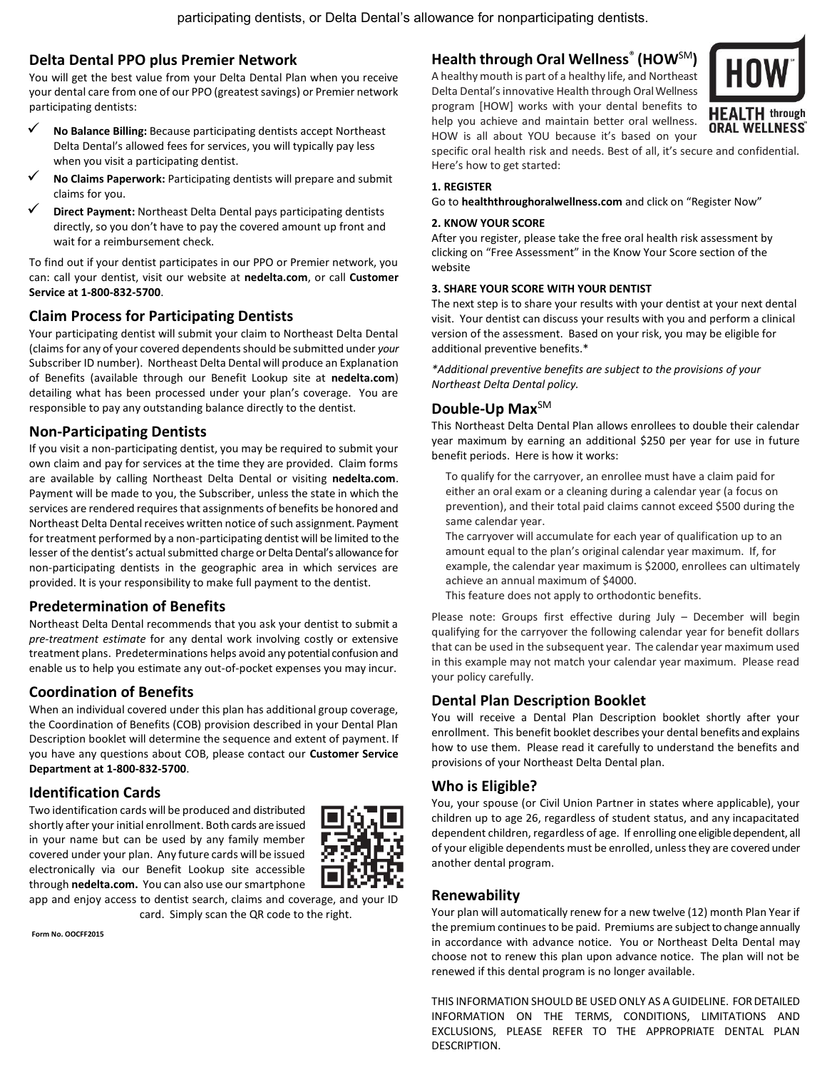participating dentists, or Delta Dental's allowance for nonparticipating dentists.

## Delta Dental PPO plus Premier Network

You will get the best value from your Delta Dental Plan when you receive your dental care from one of our PPO (greatest savings) or Premier network participating dentists:

- ✓ **No Balance Billing:** Because participating dentists accept Northeast Delta Dental's allowed fees for services, you will typically pay less when you visit a participating dentist.
- ✓ **No Claims Paperwork:** Participating dentists will prepare and submit claims for you.
- ✓ **Direct Payment:** Northeast Delta Dental pays participating dentists directly, so you don't have to pay the covered amount up front and wait for a reimbursement check.

To find out if your dentist participates in our PPO or Premier network, you can: call your dentist, visit our website at **nedelta.com**, or call **Customer Service at 1-800-832-5700**.

## Claim Process for Participating Dentists

Your participating dentist will submit your claim to Northeast Delta Dental (claims for any of your covered dependents should be submitted under *your* Subscriber ID number). Northeast Delta Dental will produce an Explanation of Benefits (available through our Benefit Lookup site at **nedelta.com**) detailing what has been processed under your plan's coverage. You are responsible to pay any outstanding balance directly to the dentist.

## Non-Participating Dentists

If you visit a non-participating dentist, you may be required to submit your own claim and pay for services at the time they are provided. Claim forms are available by calling Northeast Delta Dental or visiting **nedelta.com**. Payment will be made to you, the Subscriber, unless the state in which the services are rendered requires that assignments of benefits be honored and Northeast Delta Dental receives written notice of such assignment. Payment for treatment performed by a non-participating dentist will be limited to the lesser of the dentist's actual submitted charge or Delta Dental's allowance for non-participating dentists in the geographic area in which services are provided. It is your responsibility to make full payment to the dentist.

## Predetermination of Benefits

Northeast Delta Dental recommends that you ask your dentist to submit a *pre-treatment estimate* for any dental work involving costly or extensive treatment plans. Predeterminations helps avoid any potential confusion and enable us to help you estimate any out-of-pocket expenses you may incur.

## Coordination of Benefits

When an individual covered under this plan has additional group coverage, the Coordination of Benefits (COB) provision described in your Dental Plan Description booklet will determine the sequence and extent of payment. If you have any questions about COB, please contact our **Customer Service Department at 1-800-832-5700**.

## Identification Cards

Two identification cards will be produced and distributed shortly after your initial enrollment. Both cards are issued in your name but can be used by any family member covered under your plan. Any future cards will be issued electronically via our Benefit Lookup site accessible through **nedelta.com.** You can also use our smartphone app and enjoy access to dentist search, claims and coverage, and your ID card. Simply scan the QR code to the right.

Form No. OOCFF2015

## Health through Oral Wellness® (HOW℠)

A healthy mouth is part of a healthy life, and Northeast Delta Dental's innovative Health through Oral Wellness program [HOW] works with your dental benefits to help you achieve and maintain better oral wellness. HOW is all about YOU because it's based on your specific oral health risk and needs. Best of all, it's secure and confidential. Here's how to get started:

**1. REGISTER**

Go to **healththroughoralwellness.com** and click on "Register Now"

**2. KNOW YOUR SCORE**

After you register, please take the free oral health risk assessment by clicking on "Free Assessment" in the Know Your Score section of the website

**3. SHARE YOUR SCORE WITH YOUR DENTIST**

The next step is to share your results with your dentist at your next dental visit. Your dentist can discuss your results with you and perform a clinical version of the assessment. Based on your risk, you may be eligible for additional preventive benefits.*

*\*Additional preventive benefits are subject to the provisions of your Northeast Delta Dental policy.*

## Double-Up Max℠

This Northeast Delta Dental Plan allows enrollees to double their calendar year maximum by earning an additional $250 per year for use in future benefit periods. Here is how it works:

To qualify for the carryover, an enrollee must have a claim paid for either an oral exam or a cleaning during a calendar year (a focus on prevention), and their total paid claims cannot exceed $500 during the same calendar year.

The carryover will accumulate for each year of qualification up to an amount equal to the plan's original calendar year maximum. If, for example, the calendar year maximum is $2000, enrollees can ultimately achieve an annual maximum of $4000.

This feature does not apply to orthodontic benefits.

Please note: Groups first effective during July – December will begin qualifying for the carryover the following calendar year for benefit dollars that can be used in the subsequent year. The calendar year maximum used in this example may not match your calendar year maximum. Please read your policy carefully.

## Dental Plan Description Booklet

You will receive a Dental Plan Description booklet shortly after your enrollment. This benefit booklet describes your dental benefits and explains how to use them. Please read it carefully to understand the benefits and provisions of your Northeast Delta Dental plan.

## Who is Eligible?

You, your spouse (or Civil Union Partner in states where applicable), your children up to age 26, regardless of student status, and any incapacitated dependent children, regardless of age. If enrolling one eligible dependent, all of your eligible dependents must be enrolled, unless they are covered under another dental program.

## Renewability

Your plan will automatically renew for a new twelve (12) month Plan Year if the premium continues to be paid. Premiums are subject to change annually in accordance with advance notice. You or Northeast Delta Dental may choose not to renew this plan upon advance notice. The plan will not be renewed if this dental program is no longer available.

THIS INFORMATION SHOULD BE USED ONLY AS A GUIDELINE. FOR DETAILED INFORMATION ON THE TERMS, CONDITIONS, LIMITATIONS AND EXCLUSIONS, PLEASE REFER TO THE APPROPRIATE DENTAL PLAN DESCRIPTION.